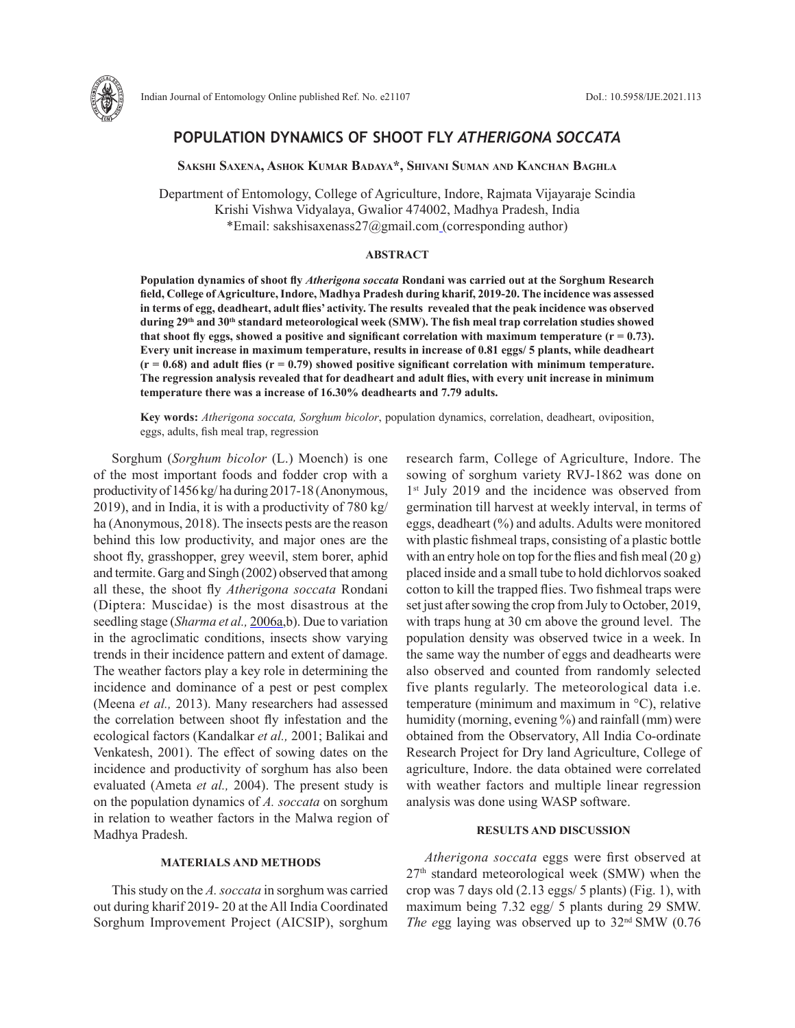# POPULATION DYNAMICS OF SHOOT FLY *ATHERIGONA SOCCATA*

**Sakshi Saxena, Ashok Kumar Badaya\*, Shivani Suman and Kanchan Baghla**

Department of Entomology, College of Agriculture, Indore, Rajmata Vijayaraje Scindia Krishi Vishwa Vidyalaya, Gwalior 474002, Madhya Pradesh, India
\*Email: sakshisaxenass27@gmail.com (corresponding author)

## ABSTRACT

**Population dynamics of shoot fly *Atherigona soccata* Rondani was carried out at the Sorghum Research field, College of Agriculture, Indore, Madhya Pradesh during kharif, 2019-20. The incidence was assessed in terms of egg, deadheart, adult flies' activity. The results revealed that the peak incidence was observed during 29th and 30th standard meteorological week (SMW). The fish meal trap correlation studies showed that shoot fly eggs, showed a positive and significant correlation with maximum temperature ($r = 0.73$). Every unit increase in maximum temperature, results in increase of 0.81 eggs/ 5 plants, while deadheart ($r = 0.68$) and adult flies ($r = 0.79$) showed positive significant correlation with minimum temperature. The regression analysis revealed that for deadheart and adult flies, with every unit increase in minimum temperature there was a increase of 16.30% deadhearts and 7.79 adults.**

**Key words:** *Atherigona soccata, Sorghum bicolor*, population dynamics, correlation, deadheart, oviposition, eggs, adults, fish meal trap, regression

Sorghum (*Sorghum bicolor* (L.) Moench) is one of the most important foods and fodder crop with a productivity of 1456 kg/ ha during 2017-18 (Anonymous, 2019), and in India, it is with a productivity of 780 kg/ ha (Anonymous, 2018). The insects pests are the reason behind this low productivity, and major ones are the shoot fly, grasshopper, grey weevil, stem borer, aphid and termite. Garg and Singh (2002) observed that among all these, the shoot fly *Atherigona soccata* Rondani (Diptera: Muscidae) is the most disastrous at the seedling stage (*Sharma et al.,* 2006a,b). Due to variation in the agroclimatic conditions, insects show varying trends in their incidence pattern and extent of damage. The weather factors play a key role in determining the incidence and dominance of a pest or pest complex (Meena *et al.,* 2013). Many researchers had assessed the correlation between shoot fly infestation and the ecological factors (Kandalkar *et al.,* 2001; Balikai and Venkatesh, 2001). The effect of sowing dates on the incidence and productivity of sorghum has also been evaluated (Ameta *et al.,* 2004). The present study is on the population dynamics of *A. soccata* on sorghum in relation to weather factors in the Malwa region of Madhya Pradesh.

## MATERIALS AND METHODS

This study on the *A. soccata* in sorghum was carried out during kharif 2019- 20 at the All India Coordinated Sorghum Improvement Project (AICSIP), sorghum research farm, College of Agriculture, Indore. The sowing of sorghum variety RVJ-1862 was done on 1st July 2019 and the incidence was observed from germination till harvest at weekly interval, in terms of eggs, deadheart (%) and adults. Adults were monitored with plastic fishmeal traps, consisting of a plastic bottle with an entry hole on top for the flies and fish meal (20 g) placed inside and a small tube to hold dichlorvos soaked cotton to kill the trapped flies. Two fishmeal traps were set just after sowing the crop from July to October, 2019, with traps hung at 30 cm above the ground level. The population density was observed twice in a week. In the same way the number of eggs and deadhearts were also observed and counted from randomly selected five plants regularly. The meteorological data i.e. temperature (minimum and maximum in °C), relative humidity (morning, evening %) and rainfall (mm) were obtained from the Observatory, All India Co-ordinate Research Project for Dry land Agriculture, College of agriculture, Indore. the data obtained were correlated with weather factors and multiple linear regression analysis was done using WASP software.

## RESULTS AND DISCUSSION

*Atherigona soccata* eggs were first observed at 27th standard meteorological week (SMW) when the crop was 7 days old (2.13 eggs/ 5 plants) (Fig. 1), with maximum being 7.32 egg/ 5 plants during 29 SMW. *The e*gg laying was observed up to 32nd SMW (0.76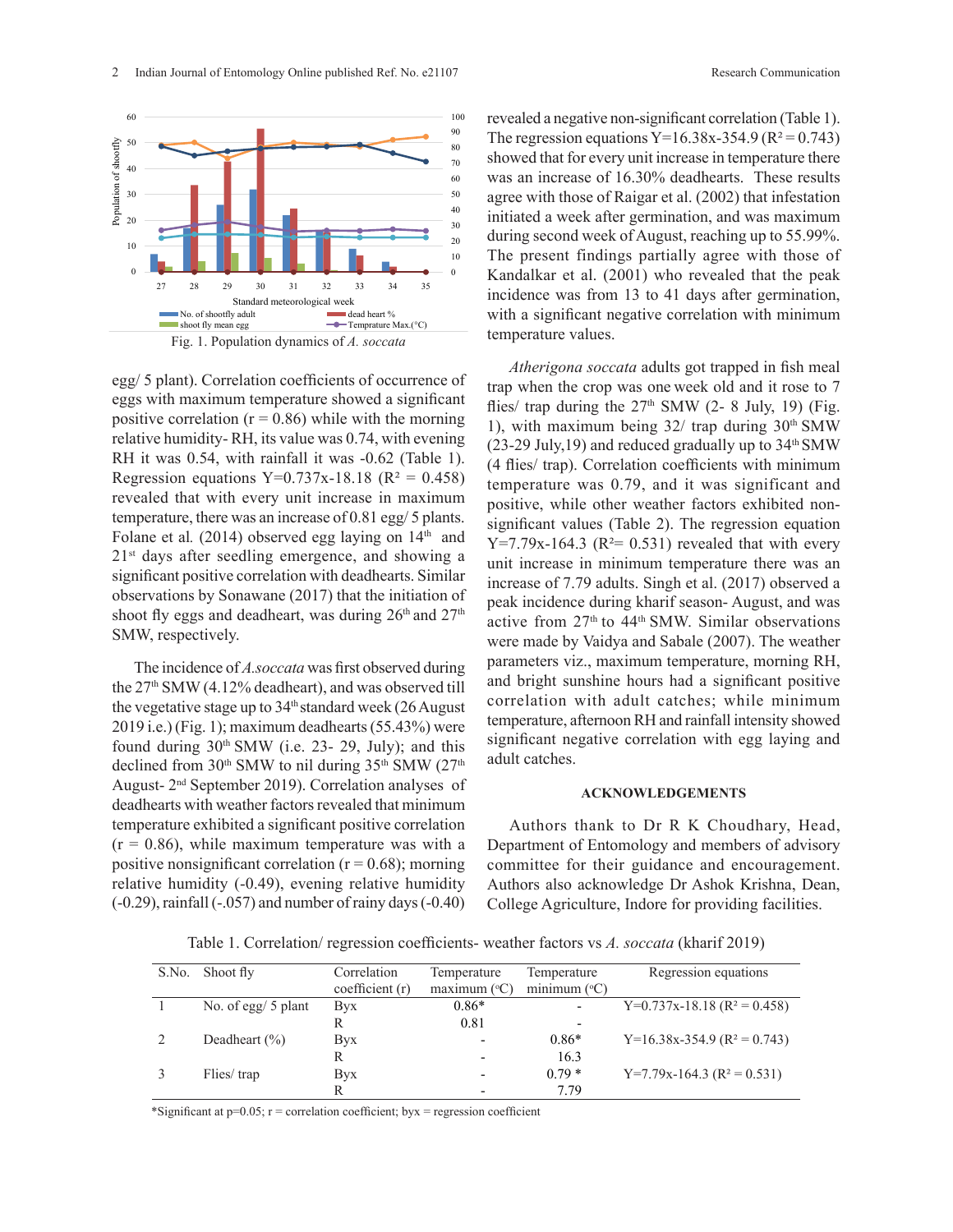Fig. 1. Population dynamics of *A. soccata*

egg/ 5 plant). Correlation coefficients of occurrence of eggs with maximum temperature showed a significant positive correlation (r = 0.86) while with the morning relative humidity- RH, its value was 0.74, with evening RH it was 0.54, with rainfall it was -0.62 (Table 1). Regression equations Y=0.737x-18.18 ($R^2$ = 0.458) revealed that with every unit increase in maximum temperature, there was an increase of 0.81 egg/ 5 plants. Folane et al. (2014) observed egg laying on 14th and 21st days after seedling emergence, and showing a significant positive correlation with deadhearts. Similar observations by Sonawane (2017) that the initiation of shoot fly eggs and deadheart, was during 26th and 27th SMW, respectively.

The incidence of *A.soccata* was first observed during the 27th SMW (4.12% deadheart), and was observed till the vegetative stage up to 34th standard week (26 August 2019 i.e.) (Fig. 1); maximum deadhearts (55.43%) were found during 30th SMW (i.e. 23- 29, July); and this declined from 30th SMW to nil during 35th SMW (27th August- 2nd September 2019). Correlation analyses of deadhearts with weather factors revealed that minimum temperature exhibited a significant positive correlation (r = 0.86), while maximum temperature was with a positive nonsignificant correlation (r = 0.68); morning relative humidity (-0.49), evening relative humidity (-0.29), rainfall (-.057) and number of rainy days (-0.40) revealed a negative non-significant correlation (Table 1). The regression equations Y=16.38x-354.9 ($R^2$ = 0.743) showed that for every unit increase in temperature there was an increase of 16.30% deadhearts. These results agree with those of Raigar et al. (2002) that infestation initiated a week after germination, and was maximum during second week of August, reaching up to 55.99%. The present findings partially agree with those of Kandalkar et al. (2001) who revealed that the peak incidence was from 13 to 41 days after germination, with a significant negative correlation with minimum temperature values.

*Atherigona soccata* adults got trapped in fish meal trap when the crop was one week old and it rose to 7 flies/ trap during the 27th SMW (2- 8 July, 19) (Fig. 1), with maximum being 32/ trap during 30th SMW (23-29 July,19) and reduced gradually up to 34th SMW (4 flies/ trap). Correlation coefficients with minimum temperature was 0.79, and it was significant and positive, while other weather factors exhibited non-significant values (Table 2). The regression equation Y=7.79x-164.3 ($R^2$= 0.531) revealed that with every unit increase in minimum temperature there was an increase of 7.79 adults. Singh et al. (2017) observed a peak incidence during kharif season- August, and was active from 27th to 44th SMW. Similar observations were made by Vaidya and Sabale (2007). The weather parameters viz., maximum temperature, morning RH, and bright sunshine hours had a significant positive correlation with adult catches; while minimum temperature, afternoon RH and rainfall intensity showed significant negative correlation with egg laying and adult catches.

## ACKNOWLEDGEMENTS

Authors thank to Dr R K Choudhary, Head, Department of Entomology and members of advisory committee for their guidance and encouragement. Authors also acknowledge Dr Ashok Krishna, Dean, College Agriculture, Indore for providing facilities.

Table 1. Correlation/ regression coefficients- weather factors vs *A. soccata* (kharif 2019)

| S.No. | Shoot fly | Correlation coefficient (r) | Temperature maximum (°C) | Temperature minimum (°C) | Regression equations |
|---|---|---|---|---|---|
| 1 | No. of egg/ 5 plant | Byx | 0.86* | - | Y=0.737x-18.18 ($R^2$ = 0.458) |
| | | R | 0.81 | - | |
| 2 | Deadheart (%) | Byx | - | 0.86* | Y=16.38x-354.9 ($R^2$ = 0.743) |
| | | R | - | 16.3 | |
| 3 | Flies/ trap | Byx | - | 0.79 * | Y=7.79x-164.3 ($R^2$ = 0.531) |
| | | R | - | 7.79 | |

*Significant at p=0.05; r = correlation coefficient; byx = regression coefficient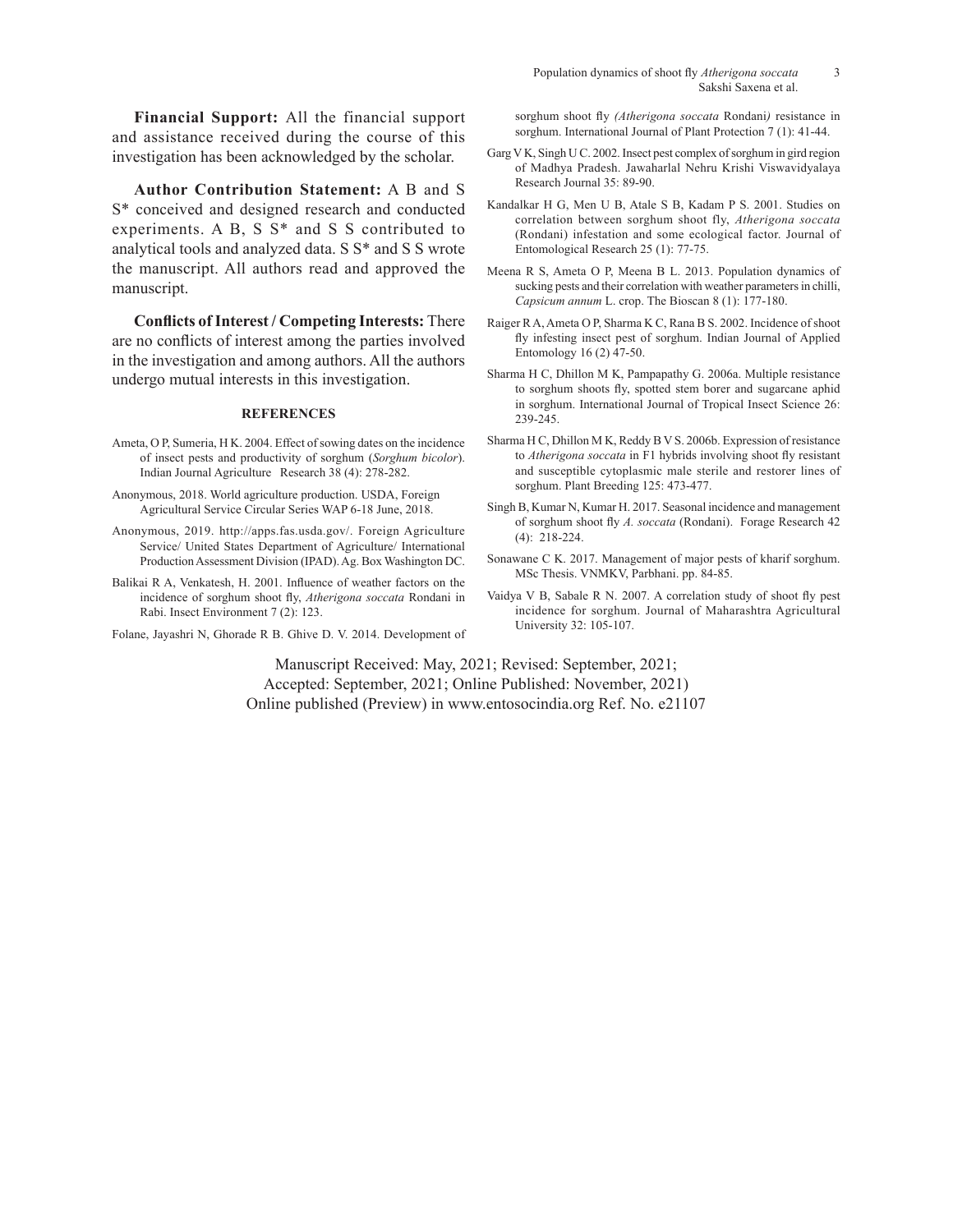**Financial Support:** All the financial support and assistance received during the course of this investigation has been acknowledged by the scholar.

**Author Contribution Statement:** A B and S S* conceived and designed research and conducted experiments. A B, S S* and S S contributed to analytical tools and analyzed data. S S* and S S wrote the manuscript. All authors read and approved the manuscript.

**Conflicts of Interest / Competing Interests:** There are no conflicts of interest among the parties involved in the investigation and among authors. All the authors undergo mutual interests in this investigation.

## REFERENCES

Ameta, O P, Sumeria, H K. 2004. Effect of sowing dates on the incidence of insect pests and productivity of sorghum (*Sorghum bicolor*). Indian Journal Agriculture Research 38 (4): 278-282.

Anonymous, 2018. World agriculture production. USDA, Foreign Agricultural Service Circular Series WAP 6-18 June, 2018.

Anonymous, 2019. http://apps.fas.usda.gov/. Foreign Agriculture Service/ United States Department of Agriculture/ International Production Assessment Division (IPAD). Ag. Box Washington DC.

Balikai R A, Venkatesh, H. 2001. Influence of weather factors on the incidence of sorghum shoot fly, *Atherigona soccata* Rondani in Rabi. Insect Environment 7 (2): 123.

Folane, Jayashri N, Ghorade R B. Ghive D. V. 2014. Development of sorghum shoot fly *(Atherigona soccata* Rondani*)* resistance in sorghum. International Journal of Plant Protection 7 (1): 41-44.

Garg V K, Singh U C. 2002. Insect pest complex of sorghum in gird region of Madhya Pradesh. Jawaharlal Nehru Krishi Viswavidyalaya Research Journal 35: 89-90.

Kandalkar H G, Men U B, Atale S B, Kadam P S. 2001. Studies on correlation between sorghum shoot fly, *Atherigona soccata* (Rondani) infestation and some ecological factor. Journal of Entomological Research 25 (1): 77-75.

Meena R S, Ameta O P, Meena B L. 2013. Population dynamics of sucking pests and their correlation with weather parameters in chilli, *Capsicum annum* L. crop. The Bioscan 8 (1): 177-180.

Raiger R A, Ameta O P, Sharma K C, Rana B S. 2002. Incidence of shoot fly infesting insect pest of sorghum. Indian Journal of Applied Entomology 16 (2) 47-50.

Sharma H C, Dhillon M K, Pampapathy G. 2006a. Multiple resistance to sorghum shoots fly, spotted stem borer and sugarcane aphid in sorghum. International Journal of Tropical Insect Science 26: 239-245.

Sharma H C, Dhillon M K, Reddy B V S. 2006b. Expression of resistance to *Atherigona soccata* in F1 hybrids involving shoot fly resistant and susceptible cytoplasmic male sterile and restorer lines of sorghum. Plant Breeding 125: 473-477.

Singh B, Kumar N, Kumar H. 2017. Seasonal incidence and management of sorghum shoot fly *A. soccata* (Rondani). Forage Research 42 (4): 218-224.

Sonawane C K. 2017. Management of major pests of kharif sorghum. MSc Thesis. VNMKV, Parbhani. pp. 84-85.

Vaidya V B, Sabale R N. 2007. A correlation study of shoot fly pest incidence for sorghum. Journal of Maharashtra Agricultural University 32: 105-107.

Manuscript Received: May, 2021; Revised: September, 2021;
Accepted: September, 2021; Online Published: November, 2021)
Online published (Preview) in www.entosocindia.org Ref. No. e21107